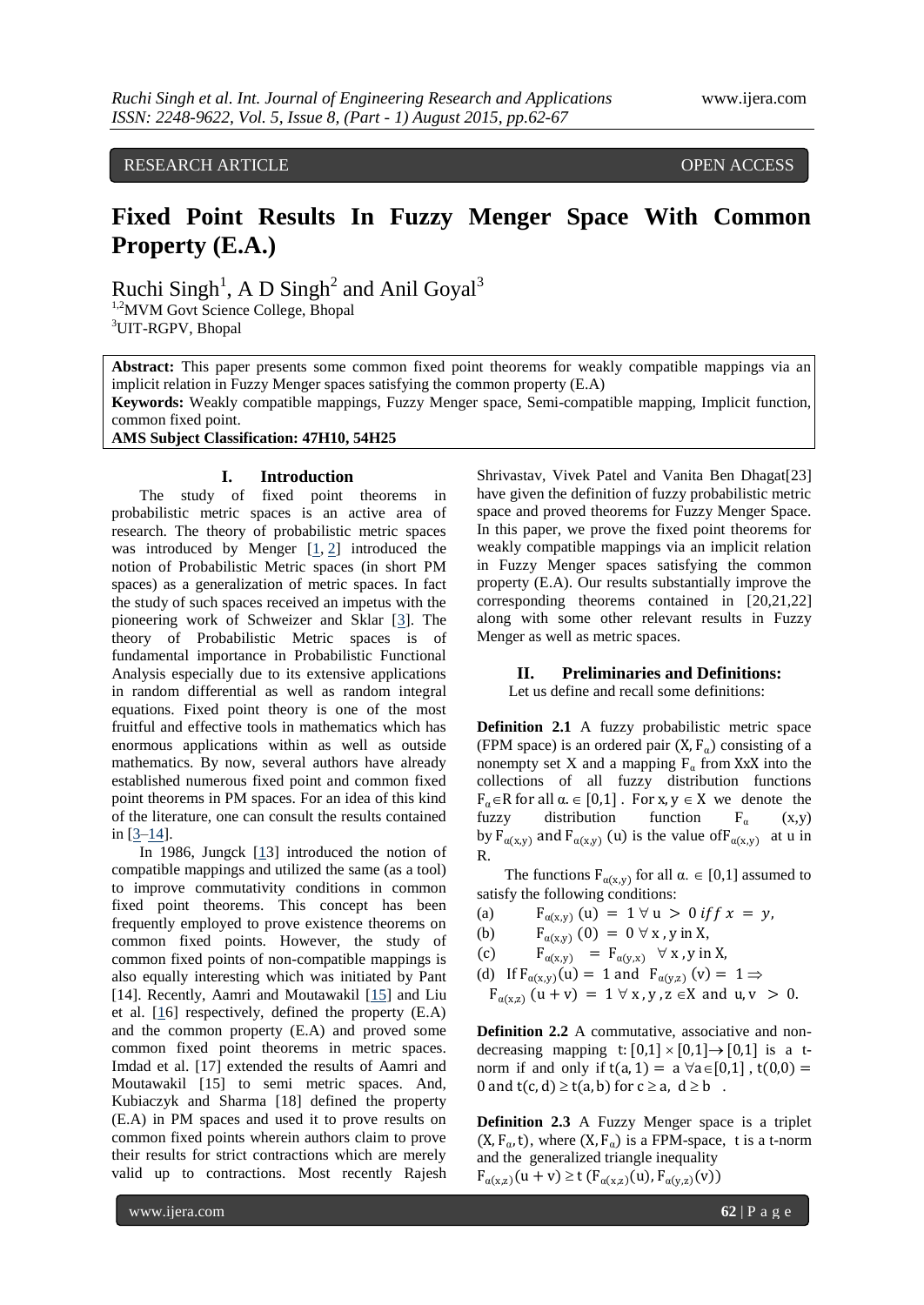RESEARCH ARTICLE OPEN ACCESS

# Fixed Point Results In Fuzzy Menger Space With Common Property (E.A.)

Ruchi Singh[1], A D Singh[2] and Anil Goyal[3]

[1,2]MVM Govt Science College, Bhopal
[3]UIT-RGPV, Bhopal

**Abstract:** This paper presents some common fixed point theorems for weakly compatible mappings via an implicit relation in Fuzzy Menger spaces satisfying the common property (E.A)

**Keywords:** Weakly compatible mappings, Fuzzy Menger space, Semi-compatible mapping, Implicit function, common fixed point.

**AMS Subject Classification: 47H10, 54H25**

## I. Introduction

The study of fixed point theorems in probabilistic metric spaces is an active area of research. The theory of probabilistic metric spaces was introduced by Menger [1, 2] introduced the notion of Probabilistic Metric spaces (in short PM spaces) as a generalization of metric spaces. In fact the study of such spaces received an impetus with the pioneering work of Schweizer and Sklar [3]. The theory of Probabilistic Metric spaces is of fundamental importance in Probabilistic Functional Analysis especially due to its extensive applications in random differential as well as random integral equations. Fixed point theory is one of the most fruitful and effective tools in mathematics which has enormous applications within as well as outside mathematics. By now, several authors have already established numerous fixed point and common fixed point theorems in PM spaces. For an idea of this kind of the literature, one can consult the results contained in [3–14].

In 1986, Jungck [13] introduced the notion of compatible mappings and utilized the same (as a tool) to improve commutativity conditions in common fixed point theorems. This concept has been frequently employed to prove existence theorems on common fixed points. However, the study of common fixed points of non-compatible mappings is also equally interesting which was initiated by Pant [14]. Recently, Aamri and Moutawakil [15] and Liu et al. [16] respectively, defined the property (E.A) and the common property (E.A) and proved some common fixed point theorems in metric spaces. Imdad et al. [17] extended the results of Aamri and Moutawakil [15] to semi metric spaces. And, Kubiaczyk and Sharma [18] defined the property (E.A) in PM spaces and used it to prove results on common fixed points wherein authors claim to prove their results for strict contractions which are merely valid up to contractions. Most recently Rajesh Shrivastav, Vivek Patel and Vanita Ben Dhagat[23] have given the definition of fuzzy probabilistic metric space and proved theorems for Fuzzy Menger Space. In this paper, we prove the fixed point theorems for weakly compatible mappings via an implicit relation in Fuzzy Menger spaces satisfying the common property (E.A). Our results substantially improve the corresponding theorems contained in [20,21,22] along with some other relevant results in Fuzzy Menger as well as metric spaces.

## II. Preliminaries and Definitions:

Let us define and recall some definitions:

**Definition 2.1** A fuzzy probabilistic metric space (FPM space) is an ordered pair $(X, F_\alpha)$ consisting of a nonempty set X and a mapping $F_\alpha$ from XxX into the collections of all fuzzy distribution functions $F_\alpha \in R$ for all $\alpha \in [0,1]$. For $x, y \in X$ we denote the fuzzy distribution function $F_\alpha$ $(x,y)$ by $F_{\alpha(x,y)}$ and $F_{\alpha(x,y)}$ (u) is the value of $F_{\alpha(x,y)}$ at u in R.

The functions $F_{\alpha(x,y)}$ for all $\alpha \in [0,1]$ assumed to satisfy the following conditions:

(a) $F_{\alpha(x,y)}(u) = 1 \ \forall\, u > 0$ $iff\ x = y$,

(b) $F_{\alpha(x,y)}(0) = 0 \ \forall\, x, y$ in X,

(c) $F_{\alpha(x,y)} = F_{\alpha(y,x)} \ \forall\, x, y$ in X,

(d) If $F_{\alpha(x,y)}(u) = 1$ and $F_{\alpha(y,z)}(v) = 1 \Rightarrow$ $F_{\alpha(x,z)}(u+v) = 1 \ \forall\, x, y, z \in X$ and $u, v > 0$.

**Definition 2.2** A commutative, associative and non-decreasing mapping $t: [0,1] \times [0,1] \to [0,1]$ is a t-norm if and only if $t(a, 1) = a \ \forall a \in [0,1]$, $t(0,0) = 0$ and $t(c, d) \geq t(a, b)$ for $c \geq a$, $d \geq b$.

**Definition 2.3** A Fuzzy Menger space is a triplet $(X, F_\alpha, t)$, where $(X, F_\alpha)$ is a FPM-space, t is a t-norm and the generalized triangle inequality

$F_{\alpha(x,z)}(u + v) \geq t\,(F_{\alpha(x,z)}(u), F_{\alpha(y,z)}(v))$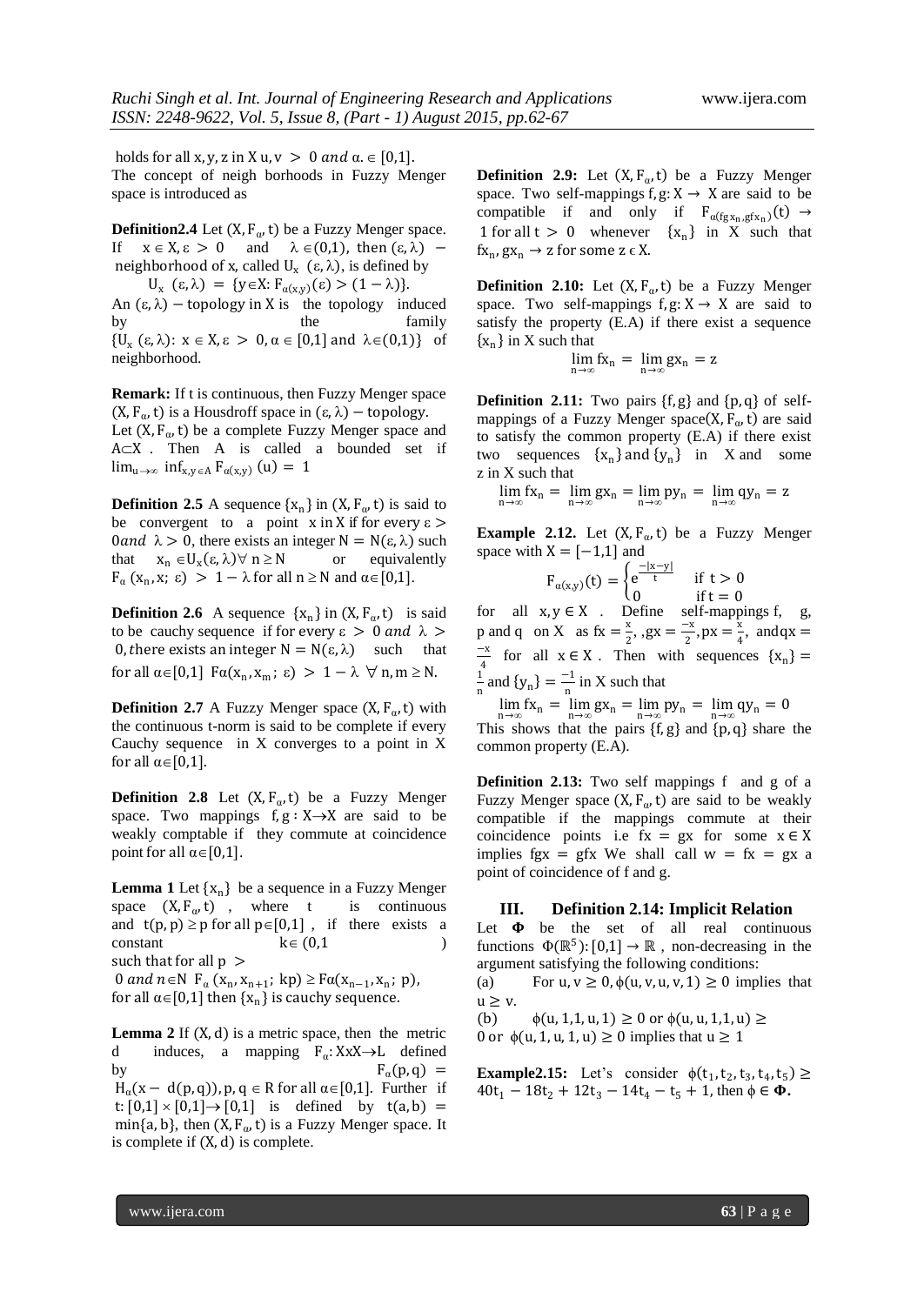holds for all x, y, z in X $u, v > 0$ *and* $\alpha \in [0,1]$.
The concept of neigh borhoods in Fuzzy Menger space is introduced as

**Definition2.4** Let $(X, F_\alpha, t)$ be a Fuzzy Menger space. If $x \in X, \varepsilon > 0$ and $\lambda \in (0,1)$, then $(\varepsilon, \lambda) -$ neighborhood of x, called $U_x(\varepsilon, \lambda)$, is defined by

$$U_x(\varepsilon, \lambda) = \{y \in X: F_{\alpha(x,y)}(\varepsilon) > (1 - \lambda)\}.$$

An $(\varepsilon, \lambda) -$ topology in X is the topology induced by the family $\{U_x(\varepsilon, \lambda): x \in X, \varepsilon > 0, \alpha \in [0,1] \text{ and } \lambda \in (0,1)\}$ of neighborhood.

**Remark:** If t is continuous, then Fuzzy Menger space $(X, F_\alpha, t)$ is a Housdroff space in $(\varepsilon, \lambda) -$ topology.
Let $(X, F_\alpha, t)$ be a complete Fuzzy Menger space and $A \subset X$. Then A is called a bounded set if $\lim_{u \to \infty} \inf_{x,y \in A} F_{\alpha(x,y)}(u) = 1$

**Definition 2.5** A sequence $\{x_n\}$ in $(X, F_\alpha, t)$ is said to be convergent to a point x in X if for every $\varepsilon > 0$ *and* $\lambda > 0$, there exists an integer $N = N(\varepsilon, \lambda)$ such that $x_n \in U_x(\varepsilon, \lambda) \forall n \geq N$ or equivalently $F_\alpha(x_n, x; \varepsilon) > 1 - \lambda$ for all $n \geq N$ and $\alpha \in [0,1]$.

**Definition 2.6** A sequence $\{x_n\}$ in $(X, F_\alpha, t)$ is said to be cauchy sequence if for every $\varepsilon > 0$ *and* $\lambda > 0$, there exists an integer $N = N(\varepsilon, \lambda)$ such that for all $\alpha \in [0,1]$ $F\alpha(x_n, x_m; \varepsilon) > 1 - \lambda \ \forall n, m \geq N$.

**Definition 2.7** A Fuzzy Menger space $(X, F_\alpha, t)$ with the continuous t-norm is said to be complete if every Cauchy sequence in X converges to a point in X for all $\alpha \in [0,1]$.

**Definition 2.8** Let $(X, F_\alpha, t)$ be a Fuzzy Menger space. Two mappings $f, g: X \to X$ are said to be weakly comptable if they commute at coincidence point for all $\alpha \in [0,1]$.

**Lemma 1** Let $\{x_n\}$ be a sequence in a Fuzzy Menger space $(X, F_\alpha, t)$, where t is continuous and $t(p, p) \geq p$ for all $p \in [0,1]$, if there exists a constant $k \in (0,1)$ such that for all $p > 0$ *and* $n \in N$ $F_\alpha(x_n, x_{n+1}; kp) \geq F\alpha(x_{n-1}, x_n; p)$, for all $\alpha \in [0,1]$ then $\{x_n\}$ is cauchy sequence.

**Lemma 2** If $(X, d)$ is a metric space, then the metric d induces, a mapping $F_\alpha: XxX \to L$ defined by $F_\alpha(p, q) = H_\alpha(x - d(p, q)), p, q \in R$ for all $\alpha \in [0,1]$. Further if $t: [0,1] \times [0,1] \to [0,1]$ is defined by $t(a, b) = \min\{a, b\}$, then $(X, F_\alpha, t)$ is a Fuzzy Menger space. It is complete if $(X, d)$ is complete.

**Definition 2.9:** Let $(X, F_\alpha, t)$ be a Fuzzy Menger space. Two self-mappings $f, g: X \to X$ are said to be compatible if and only if $F_{\alpha(fgx_n, gfx_n)}(t) \to 1$ for all $t > 0$ whenever $\{x_n\}$ in X such that $fx_n, gx_n \to z$ for some $z \in X$.

**Definition 2.10:** Let $(X, F_\alpha, t)$ be a Fuzzy Menger space. Two self-mappings $f, g: X \to X$ are said to satisfy the property (E.A) if there exist a sequence $\{x_n\}$ in X such that

$$\lim_{n\to\infty} fx_n = \lim_{n\to\infty} gx_n = z$$

**Definition 2.11:** Two pairs $\{f, g\}$ and $\{p, q\}$ of self-mappings of a Fuzzy Menger space$(X, F_\alpha, t)$ are said to satisfy the common property (E.A) if there exist two sequences $\{x_n\}$ and $\{y_n\}$ in X and some z in X such that

$$\lim_{n\to\infty} fx_n = \lim_{n\to\infty} gx_n = \lim_{n\to\infty} py_n = \lim_{n\to\infty} qy_n = z$$

**Example 2.12.** Let $(X, F_\alpha, t)$ be a Fuzzy Menger space with $X = [-1,1]$ and

$$F_{\alpha(x,y)}(t) = \begin{cases} e^{\frac{-|x-y|}{t}} & \text{if } t > 0 \\ 0 & \text{if } t = 0 \end{cases}$$

for all $x, y \in X$. Define self-mappings f, g, p and q on X as $fx = \frac{x}{2}$, $gx = \frac{-x}{2}$, $px = \frac{x}{4}$, and $qx = \frac{-x}{4}$ for all $x \in X$. Then with sequences $\{x_n\} = \frac{1}{n}$ and $\{y_n\} = \frac{-1}{n}$ in X such that

$$\lim_{n\to\infty} fx_n = \lim_{n\to\infty} gx_n = \lim_{n\to\infty} py_n = \lim_{n\to\infty} qy_n = 0$$

This shows that the pairs $\{f, g\}$ and $\{p, q\}$ share the common property (E.A).

**Definition 2.13:** Two self mappings f and g of a Fuzzy Menger space $(X, F_\alpha, t)$ are said to be weakly compatible if the mappings commute at their coincidence points i.e $fx = gx$ for some $x \in X$ implies $fgx = gfx$ We shall call $w = fx = gx$ a point of coincidence of f and g.

## III. Definition 2.14: Implicit Relation

Let $\boldsymbol{\Phi}$ be the set of all real continuous functions $\Phi(\mathbb{R}^5): [0,1] \to \mathbb{R}$, non-decreasing in the argument satisfying the following conditions:

(a) For $u, v \geq 0, \phi(u, v, u, v, 1) \geq 0$ implies that $u \geq v$.

(b) $\phi(u, 1,1, u, 1) \geq 0$ or $\phi(u, u, 1,1, u) \geq 0$ or $\phi(u, 1, u, 1, u) \geq 0$ implies that $u \geq 1$

**Example2.15:** Let's consider $\phi(t_1, t_2, t_3, t_4, t_5) \geq 40t_1 - 18t_2 + 12t_3 - 14t_4 - t_5 + 1$, then $\phi \in \boldsymbol{\Phi}$.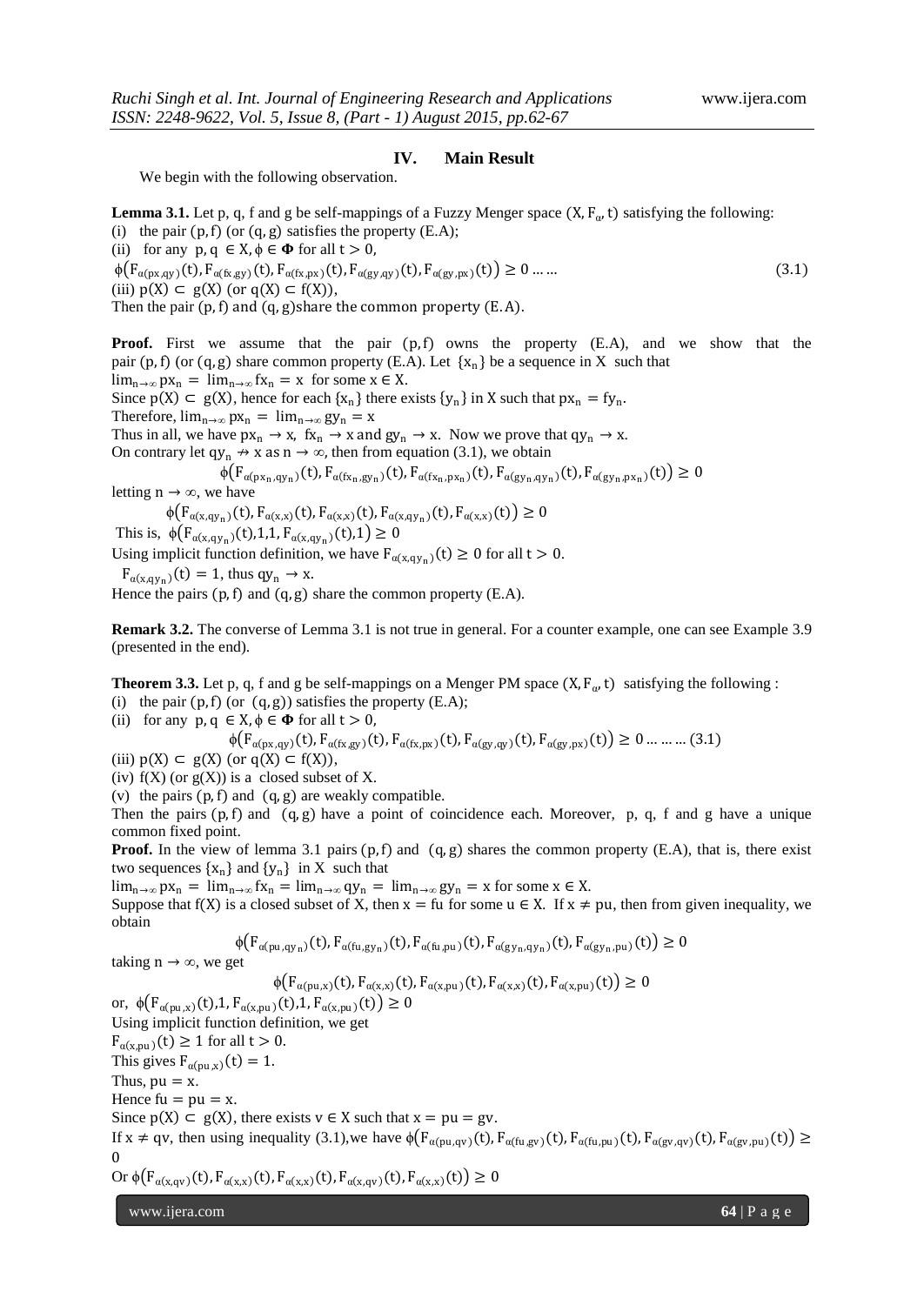## IV. Main Result

We begin with the following observation.

**Lemma 3.1.** Let p, q, f and g be self-mappings of a Fuzzy Menger space $(X, F_\alpha, t)$ satisfying the following:

(i) the pair $(p, f)$ (or $(q, g)$) satisfies the property (E.A);

(ii) for any $p, q \in X, \phi \in \Phi$ for all $t > 0$,

$$\phi\left(F_{\alpha(px,qy)}(t), F_{\alpha(fx,gy)}(t), F_{\alpha(fx,px)}(t), F_{\alpha(gy,qy)}(t), F_{\alpha(gy,px)}(t)\right) \geq 0 \ldots\ldots \quad (3.1)$$

(iii) $p(X) \subset g(X)$ (or $q(X) \subset f(X)$),

Then the pair $(p, f)$ and $(q, g)$ share the common property (E.A).

**Proof.** First we assume that the pair $(p,f)$ owns the property (E.A), and we show that the pair $(p,f)$ (or $(q,g)$) share common property (E.A). Let $\{x_n\}$ be a sequence in X such that $\lim_{n\to\infty} px_n = \lim_{n\to\infty} fx_n = x$ for some $x \in X$.

Since $p(X) \subset g(X)$, hence for each $\{x_n\}$ there exists $\{y_n\}$ in X such that $px_n = fy_n$.

Therefore, $\lim_{n\to\infty} px_n = \lim_{n\to\infty} gy_n = x$

Thus in all, we have $px_n \to x$, $fx_n \to x$ and $gy_n \to x$. Now we prove that $qy_n \to x$.

On contrary let $qy_n \nrightarrow x$ as $n \to \infty$, then from equation (3.1), we obtain

$$\phi\left(F_{\alpha(px_n,qy_n)}(t), F_{\alpha(fx_n,gy_n)}(t), F_{\alpha(fx_n,px_n)}(t), F_{\alpha(gy_n,qy_n)}(t), F_{\alpha(gy_n,px_n)}(t)\right) \geq 0$$

letting $n \to \infty$, we have

$$\phi\left(F_{\alpha(x,qy_n)}(t), F_{\alpha(x,x)}(t), F_{\alpha(x,x)}(t), F_{\alpha(x,qy_n)}(t), F_{\alpha(x,x)}(t)\right) \geq 0$$

This is, $\phi\left(F_{\alpha(x,qy_n)}(t), 1, 1, F_{\alpha(x,qy_n)}(t), 1\right) \geq 0$

Using implicit function definition, we have $F_{\alpha(x,qy_n)}(t) \geq 0$ for all $t > 0$.

$F_{\alpha(x,qy_n)}(t) = 1$, thus $qy_n \to x$.

Hence the pairs $(p, f)$ and $(q, g)$ share the common property (E.A).

**Remark 3.2.** The converse of Lemma 3.1 is not true in general. For a counter example, one can see Example 3.9 (presented in the end).

**Theorem 3.3.** Let p, q, f and g be self-mappings on a Menger PM space $(X, F_\alpha, t)$ satisfying the following :

(i) the pair $(p, f)$ (or $(q, g)$) satisfies the property (E.A);

(ii) for any $p, q \in X, \phi \in \Phi$ for all $t > 0$,

$$\phi\left(F_{\alpha(px,qy)}(t), F_{\alpha(fx,gy)}(t), F_{\alpha(fx,px)}(t), F_{\alpha(gy,qy)}(t), F_{\alpha(gy,px)}(t)\right) \geq 0 \ldots\ldots\ldots (3.1)$$

(iii) $p(X) \subset g(X)$ (or $q(X) \subset f(X)$),

(iv) $f(X)$ (or $g(X)$) is a closed subset of X.

(v) the pairs $(p, f)$ and $(q, g)$ are weakly compatible.

Then the pairs $(p, f)$ and $(q, g)$ have a point of coincidence each. Moreover, p, q, f and g have a unique common fixed point.

**Proof.** In the view of lemma 3.1 pairs $(p, f)$ and $(q, g)$ shares the common property (E.A), that is, there exist two sequences $\{x_n\}$ and $\{y_n\}$ in X such that

$\lim_{n\to\infty} px_n = \lim_{n\to\infty} fx_n = \lim_{n\to\infty} qy_n = \lim_{n\to\infty} gy_n = x$ for some $x \in X$.

Suppose that $f(X)$ is a closed subset of X, then $x = fu$ for some $u \in X$. If $x \neq pu$, then from given inequality, we obtain

$$\phi\left(F_{\alpha(pu,qy_n)}(t), F_{\alpha(fu,gy_n)}(t), F_{\alpha(fu,pu)}(t), F_{\alpha(gy_n,qy_n)}(t), F_{\alpha(gy_n,pu)}(t)\right) \geq 0$$

taking $n \to \infty$, we get

$$\phi\left(F_{\alpha(pu,x)}(t), F_{\alpha(x,x)}(t), F_{\alpha(x,pu)}(t), F_{\alpha(x,x)}(t), F_{\alpha(x,pu)}(t)\right) \geq 0$$

or, $\phi\left(F_{\alpha(pu,x)}(t), 1, F_{\alpha(x,pu)}(t), 1, F_{\alpha(x,pu)}(t)\right) \geq 0$

Using implicit function definition, we get

$F_{\alpha(x,pu)}(t) \geq 1$ for all $t > 0$.

This gives $F_{\alpha(pu,x)}(t) = 1$.

Thus, $pu = x$.

Hence $fu = pu = x$.

Since $p(X) \subset g(X)$, there exists $v \in X$ such that $x = pu = gv$.

If $x \neq qv$, then using inequality (3.1),we have $\phi\left(F_{\alpha(pu,qv)}(t), F_{\alpha(fu,gv)}(t), F_{\alpha(fu,pu)}(t), F_{\alpha(gv,qv)}(t), F_{\alpha(gv,pu)}(t)\right) \geq 0$

Or $\phi\left(F_{\alpha(x,qv)}(t), F_{\alpha(x,x)}(t), F_{\alpha(x,x)}(t), F_{\alpha(x,qv)}(t), F_{\alpha(x,x)}(t)\right) \geq 0$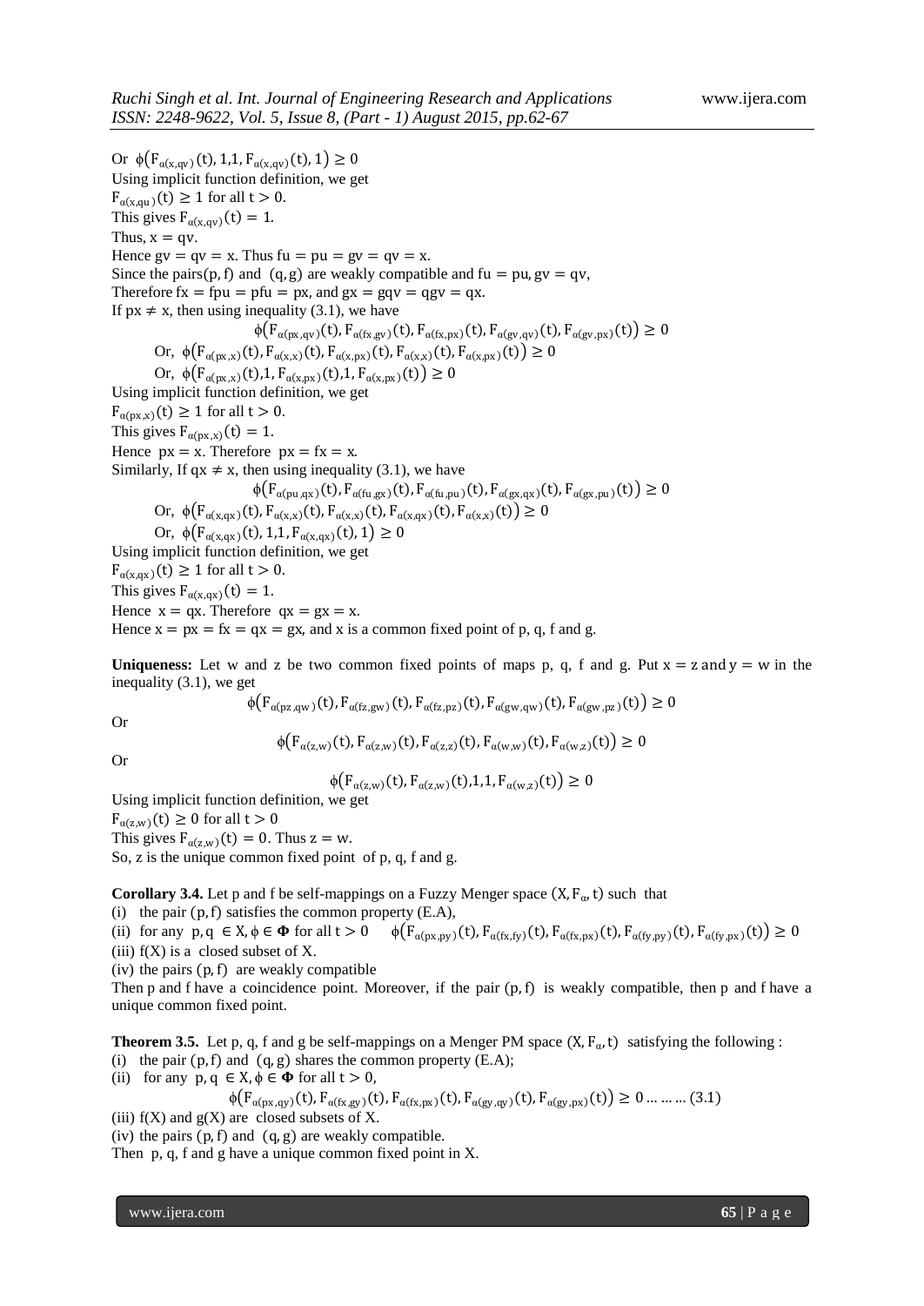Or $\phi\left(F_{\alpha(x,qv)}(t), 1{,}1, F_{\alpha(x,qv)}(t), 1\right) \geq 0$

Using implicit function definition, we get

$F_{\alpha(x,qu)}(t) \geq 1$ for all $t > 0$.

This gives $F_{\alpha(x,qv)}(t) = 1$.

Thus, $x = qv$.

Hence $gv = qv = x$. Thus $fu = pu = gv = qv = x$.

Since the pairs $(p, f)$ and $(q, g)$ are weakly compatible and $fu = pu, gv = qv$,

Therefore $fx = fpu = pfu = px$, and $gx = gqv = qgv = qx$.

If $px \neq x$, then using inequality (3.1), we have

$$\phi\left(F_{\alpha(px,qv)}(t), F_{\alpha(fx,gv)}(t), F_{\alpha(fx,px)}(t), F_{\alpha(gv,qv)}(t), F_{\alpha(gv,px)}(t)\right) \geq 0$$

Or, $\phi\left(F_{\alpha(px,x)}(t), F_{\alpha(x,x)}(t), F_{\alpha(x,px)}(t), F_{\alpha(x,x)}(t), F_{\alpha(x,px)}(t)\right) \geq 0$

Or, $\phi\left(F_{\alpha(px,x)}(t), 1, F_{\alpha(x,px)}(t), 1, F_{\alpha(x,px)}(t)\right) \geq 0$

Using implicit function definition, we get

$F_{\alpha(px,x)}(t) \geq 1$ for all $t > 0$.

This gives $F_{\alpha(px,x)}(t) = 1$.

Hence $px = x$. Therefore $px = fx = x$.

Similarly, If $qx \neq x$, then using inequality (3.1), we have

$$\phi\left(F_{\alpha(pu,qx)}(t), F_{\alpha(fu,gx)}(t), F_{\alpha(fu,pu)}(t), F_{\alpha(gx,qx)}(t), F_{\alpha(gx,pu)}(t)\right) \geq 0$$

Or, $\phi\left(F_{\alpha(x,qx)}(t), F_{\alpha(x,x)}(t), F_{\alpha(x,x)}(t), F_{\alpha(x,qx)}(t), F_{\alpha(x,x)}(t)\right) \geq 0$

Or, $\phi\left(F_{\alpha(x,qx)}(t), 1{,}1, F_{\alpha(x,qx)}(t), 1\right) \geq 0$

Using implicit function definition, we get

$F_{\alpha(x,qx)}(t) \geq 1$ for all $t > 0$.

This gives $F_{\alpha(x,qx)}(t) = 1$.

Hence $x = qx$. Therefore $qx = gx = x$.

Hence $x = px = fx = qx = gx$, and x is a common fixed point of p, q, f and g.

**Uniqueness:** Let w and z be two common fixed points of maps p, q, f and g. Put $x = z$ and $y = w$ in the inequality (3.1), we get

$$\phi\left(F_{\alpha(pz,qw)}(t), F_{\alpha(fz,gw)}(t), F_{\alpha(fz,pz)}(t), F_{\alpha(gw,qw)}(t), F_{\alpha(gw,pz)}(t)\right) \geq 0$$

Or

$$\phi\left(F_{\alpha(z,w)}(t), F_{\alpha(z,w)}(t), F_{\alpha(z,z)}(t), F_{\alpha(w,w)}(t), F_{\alpha(w,z)}(t)\right) \geq 0$$

Or

$$\phi\left(F_{\alpha(z,w)}(t), F_{\alpha(z,w)}(t), 1{,}1, F_{\alpha(w,z)}(t)\right) \geq 0$$

Using implicit function definition, we get

$F_{\alpha(z,w)}(t) \geq 0$ for all $t > 0$

This gives $F_{\alpha(z,w)}(t) = 0$. Thus $z = w$.

So, z is the unique common fixed point of p, q, f and g.

**Corollary 3.4.** Let p and f be self-mappings on a Fuzzy Menger space $(X, F_\alpha, t)$ such that

(i) the pair $(p, f)$ satisfies the common property (E.A),

(ii) for any $p, q \in X, \phi \in \Phi$ for all $t > 0$ $\quad \phi\left(F_{\alpha(px,py)}(t), F_{\alpha(fx,fy)}(t), F_{\alpha(fx,px)}(t), F_{\alpha(fy,py)}(t), F_{\alpha(fy,px)}(t)\right) \geq 0$

(iii) $f(X)$ is a closed subset of X.

(iv) the pairs $(p, f)$ are weakly compatible

Then p and f have a coincidence point. Moreover, if the pair $(p, f)$ is weakly compatible, then p and f have a unique common fixed point.

**Theorem 3.5.** Let p, q, f and g be self-mappings on a Menger PM space $(X, F_\alpha, t)$ satisfying the following :

(i) the pair $(p, f)$ and $(q, g)$ shares the common property (E.A);

(ii) for any $p, q \in X, \phi \in \Phi$ for all $t > 0$,

$$\phi\left(F_{\alpha(px,qy)}(t), F_{\alpha(fx,gy)}(t), F_{\alpha(fx,px)}(t), F_{\alpha(gy,qy)}(t), F_{\alpha(gy,px)}(t)\right) \geq 0 \text{ ... ... ... (3.1)}$$

(iii) $f(X)$ and $g(X)$ are closed subsets of X.

(iv) the pairs $(p, f)$ and $(q, g)$ are weakly compatible.

Then p, q, f and g have a unique common fixed point in X.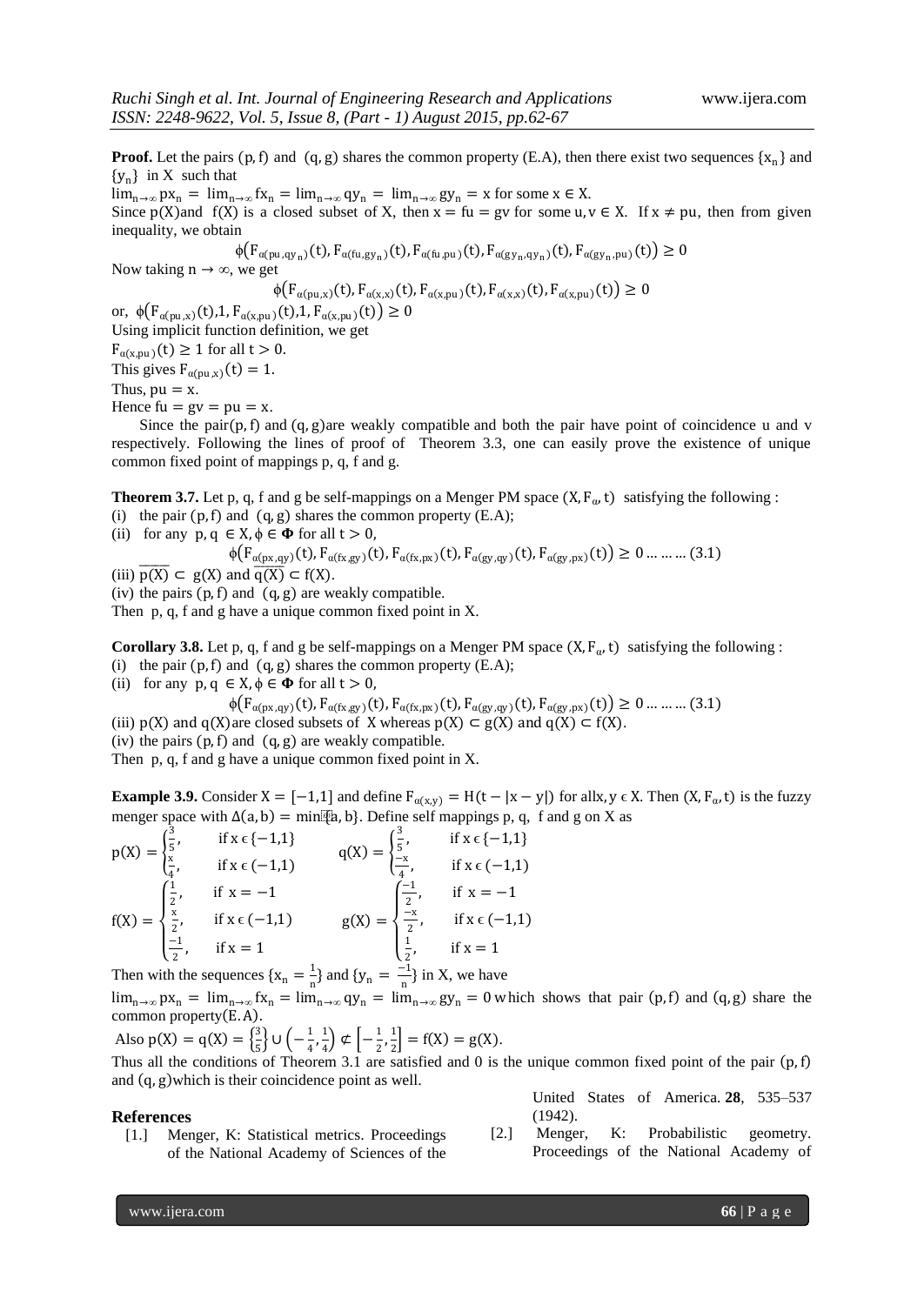**Proof.** Let the pairs $(p, f)$ and $(q, g)$ shares the common property (E.A), then there exist two sequences $\{x_n\}$ and $\{y_n\}$ in X such that

$\lim_{n\to\infty} px_n = \lim_{n\to\infty} fx_n = \lim_{n\to\infty} qy_n = \lim_{n\to\infty} gy_n = x$ for some $x \in X$.

Since $p(X)$and $f(X)$ is a closed subset of X, then $x = fu = gv$ for some $u, v \in X$. If $x \neq pu$, then from given inequality, we obtain

$$\phi\left(F_{\alpha(pu,qy_n)}(t), F_{\alpha(fu,gy_n)}(t), F_{\alpha(fu,pu)}(t), F_{\alpha(gy_n,qy_n)}(t), F_{\alpha(gy_n,pu)}(t)\right) \geq 0$$

Now taking $n \to \infty$, we get

$$\phi\left(F_{\alpha(pu,x)}(t), F_{\alpha(x,x)}(t), F_{\alpha(x,pu)}(t), F_{\alpha(x,x)}(t), F_{\alpha(x,pu)}(t)\right) \geq 0$$

or, $\phi\left(F_{\alpha(pu,x)}(t), 1, F_{\alpha(x,pu)}(t), 1, F_{\alpha(x,pu)}(t)\right) \geq 0$

Using implicit function definition, we get

$F_{\alpha(x,pu)}(t) \geq 1$ for all $t > 0$.

This gives $F_{\alpha(pu,x)}(t) = 1$.

Thus, $pu = x$.

Hence $fu = gv = pu = x$.

Since the pair$(p, f)$ and $(q, g)$are weakly compatible and both the pair have point of coincidence u and v respectively. Following the lines of proof of Theorem 3.3, one can easily prove the existence of unique common fixed point of mappings p, q, f and g.

**Theorem 3.7.** Let p, q, f and g be self-mappings on a Menger PM space $(X, F_\alpha, t)$ satisfying the following :

(i) the pair $(p, f)$ and $(q, g)$ shares the common property (E.A);

(ii) for any $p, q \in X, \phi \in \mathbf{\Phi}$ for all $t > 0$,

$$\phi\left(F_{\alpha(px,qy)}(t), F_{\alpha(fx,gy)}(t), F_{\alpha(fx,px)}(t), F_{\alpha(gy,qy)}(t), F_{\alpha(gy,px)}(t)\right) \geq 0 \ldots\ldots\ldots (3.1)$$

(iii) $\overline{p(X)} \subset g(X)$ and $\overline{q(X)} \subset f(X)$.

(iv) the pairs $(p, f)$ and $(q, g)$ are weakly compatible.

Then p, q, f and g have a unique common fixed point in X.

**Corollary 3.8.** Let p, q, f and g be self-mappings on a Menger PM space $(X, F_\alpha, t)$ satisfying the following :

(i) the pair $(p, f)$ and $(q, g)$ shares the common property (E.A);

(ii) for any $p, q \in X, \phi \in \mathbf{\Phi}$ for all $t > 0$,

$$\phi\left(F_{\alpha(px,qy)}(t), F_{\alpha(fx,gy)}(t), F_{\alpha(fx,px)}(t), F_{\alpha(gy,qy)}(t), F_{\alpha(gy,px)}(t)\right) \geq 0 \ldots\ldots\ldots (3.1)$$

(iii) $p(X)$ and $q(X)$are closed subsets of X whereas $p(X) \subset g(X)$ and $q(X) \subset f(X)$.

(iv) the pairs $(p, f)$ and $(q, g)$ are weakly compatible.

Then p, q, f and g have a unique common fixed point in X.

**Example 3.9.** Consider $X = [-1,1]$ and define $F_{\alpha(x,y)} = H(t - |x - y|)$ for all$x, y \in X$. Then $(X, F_\alpha, t)$ is the fuzzy menger space with $\Delta(a, b) = \min\{a, b\}$. Define self mappings p, q, f and g on X as

$$p(X) = \begin{cases} \frac{3}{5}, & \text{if } x \in \{-1,1\} \\ \frac{x}{4}, & \text{if } x \in (-1,1) \end{cases} \qquad q(X) = \begin{cases} \frac{3}{5}, & \text{if } x \in \{-1,1\} \\ \frac{-x}{4}, & \text{if } x \in (-1,1) \end{cases}$$

$$f(X) = \begin{cases} \frac{1}{2}, & \text{if } x = -1 \\ \frac{x}{2}, & \text{if } x \in (-1,1) \\ \frac{-1}{2}, & \text{if } x = 1 \end{cases} \qquad g(X) = \begin{cases} \frac{-1}{2}, & \text{if } x = -1 \\ \frac{-x}{2}, & \text{if } x \in (-1,1) \\ \frac{1}{2}, & \text{if } x = 1 \end{cases}$$

Then with the sequences $\{x_n = \frac{1}{n}\}$ and $\{y_n = \frac{-1}{n}\}$ in X, we have

$\lim_{n\to\infty} px_n = \lim_{n\to\infty} fx_n = \lim_{n\to\infty} qy_n = \lim_{n\to\infty} gy_n = 0$ which shows that pair $(p, f)$ and $(q, g)$ share the common property$(E.A)$.

Also $p(X) = q(X) = \left\{\frac{3}{5}\right\} \cup \left(-\frac{1}{4}, \frac{1}{4}\right) \not\subset \left[-\frac{1}{2}, \frac{1}{2}\right] = f(X) = g(X)$.

Thus all the conditions of Theorem 3.1 are satisfied and 0 is the unique common fixed point of the pair $(p, f)$ and $(q, g)$which is their coincidence point as well.

## References

[1.] Menger, K: Statistical metrics. Proceedings of the National Academy of Sciences of the United States of America. **28**, 535–537 (1942).

[2.] Menger, K: Probabilistic geometry. Proceedings of the National Academy of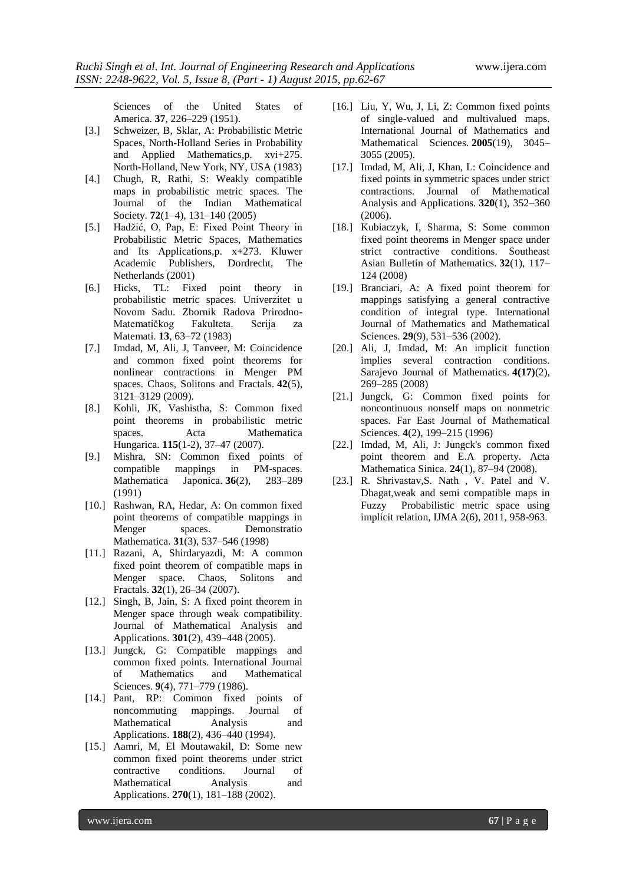Sciences of the United States of America. **37**, 226–229 (1951).

[3.] Schweizer, B, Sklar, A: Probabilistic Metric Spaces, North-Holland Series in Probability and Applied Mathematics,p. xvi+275. North-Holland, New York, NY, USA (1983)

[4.] Chugh, R, Rathi, S: Weakly compatible maps in probabilistic metric spaces. The Journal of the Indian Mathematical Society. **72**(1–4), 131–140 (2005)

[5.] Hadžić, O, Pap, E: Fixed Point Theory in Probabilistic Metric Spaces, Mathematics and Its Applications,p. x+273. Kluwer Academic Publishers, Dordrecht, The Netherlands (2001)

[6.] Hicks, TL: Fixed point theory in probabilistic metric spaces. Univerzitet u Novom Sadu. Zbornik Radova Prirodno-Matematičkog Fakulteta. Serija za Matemati. **13**, 63–72 (1983)

[7.] Imdad, M, Ali, J, Tanveer, M: Coincidence and common fixed point theorems for nonlinear contractions in Menger PM spaces. Chaos, Solitons and Fractals. **42**(5), 3121–3129 (2009).

[8.] Kohli, JK, Vashistha, S: Common fixed point theorems in probabilistic metric spaces. Acta Mathematica Hungarica. **115**(1-2), 37–47 (2007).

[9.] Mishra, SN: Common fixed points of compatible mappings in PM-spaces. Mathematica Japonica. **36**(2), 283–289 (1991)

[10.] Rashwan, RA, Hedar, A: On common fixed point theorems of compatible mappings in Menger spaces. Demonstratio Mathematica. **31**(3), 537–546 (1998)

[11.] Razani, A, Shirdaryazdi, M: A common fixed point theorem of compatible maps in Menger space. Chaos, Solitons and Fractals. **32**(1), 26–34 (2007).

[12.] Singh, B, Jain, S: A fixed point theorem in Menger space through weak compatibility. Journal of Mathematical Analysis and Applications. **301**(2), 439–448 (2005).

[13.] Jungck, G: Compatible mappings and common fixed points. International Journal of Mathematics and Mathematical Sciences. **9**(4), 771–779 (1986).

[14.] Pant, RP: Common fixed points of noncommuting mappings. Journal of Mathematical Analysis and Applications. **188**(2), 436–440 (1994).

[15.] Aamri, M, El Moutawakil, D: Some new common fixed point theorems under strict contractive conditions. Journal of Mathematical Analysis and Applications. **270**(1), 181–188 (2002).

[16.] Liu, Y, Wu, J, Li, Z: Common fixed points of single-valued and multivalued maps. International Journal of Mathematics and Mathematical Sciences. **2005**(19), 3045–3055 (2005).

[17.] Imdad, M, Ali, J, Khan, L: Coincidence and fixed points in symmetric spaces under strict contractions. Journal of Mathematical Analysis and Applications. **320**(1), 352–360 (2006).

[18.] Kubiaczyk, I, Sharma, S: Some common fixed point theorems in Menger space under strict contractive conditions. Southeast Asian Bulletin of Mathematics. **32**(1), 117–124 (2008)

[19.] Branciari, A: A fixed point theorem for mappings satisfying a general contractive condition of integral type. International Journal of Mathematics and Mathematical Sciences. **29**(9), 531–536 (2002).

[20.] Ali, J, Imdad, M: An implicit function implies several contraction conditions. Sarajevo Journal of Mathematics. **4(17)**(2), 269–285 (2008)

[21.] Jungck, G: Common fixed points for noncontinuous nonself maps on nonmetric spaces. Far East Journal of Mathematical Sciences. **4**(2), 199–215 (1996)

[22.] Imdad, M, Ali, J: Jungck's common fixed point theorem and E.A property. Acta Mathematica Sinica. **24**(1), 87–94 (2008).

[23.] R. Shrivastav,S. Nath , V. Patel and V. Dhagat,weak and semi compatible maps in Fuzzy Probabilistic metric space using implicit relation, IJMA 2(6), 2011, 958-963.